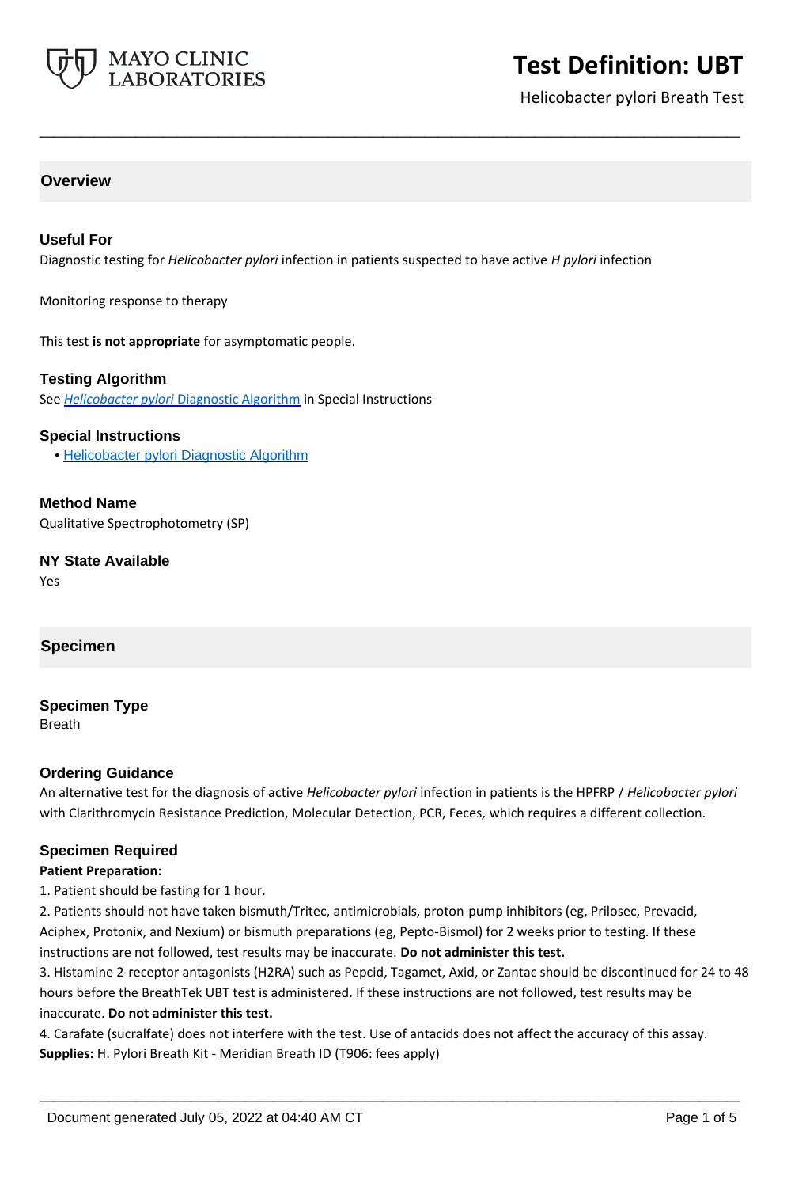# Test Definition: UBT

Helicobacter pylori Breath Test

## Overview

### Useful For

Diagnostic testing for *Helicobacter pylori* infection in patients suspected to have active *H pylori* infection

Monitoring response to therapy

This test **is not appropriate** for asymptomatic people.

### Testing Algorithm

See *Helicobacter pylori* Diagnostic Algorithm in Special Instructions

### Special Instructions

- Helicobacter pylori Diagnostic Algorithm

### Method Name

Qualitative Spectrophotometry (SP)

### NY State Available

Yes

## Specimen

### Specimen Type

Breath

### Ordering Guidance

An alternative test for the diagnosis of active *Helicobacter pylori* infection in patients is the HPFRP / *Helicobacter pylori* with Clarithromycin Resistance Prediction, Molecular Detection, PCR, Feces*,* which requires a different collection.

### Specimen Required

**Patient Preparation:**

1. Patient should be fasting for 1 hour.
2. Patients should not have taken bismuth/Tritec, antimicrobials, proton-pump inhibitors (eg, Prilosec, Prevacid, Aciphex, Protonix, and Nexium) or bismuth preparations (eg, Pepto-Bismol) for 2 weeks prior to testing. If these instructions are not followed, test results may be inaccurate. **Do not administer this test.**
3. Histamine 2-receptor antagonists (H2RA) such as Pepcid, Tagamet, Axid, or Zantac should be discontinued for 24 to 48 hours before the BreathTek UBT test is administered. If these instructions are not followed, test results may be inaccurate. **Do not administer this test.**
4. Carafate (sucralfate) does not interfere with the test. Use of antacids does not affect the accuracy of this assay.

**Supplies:** H. Pylori Breath Kit - Meridian Breath ID (T906: fees apply)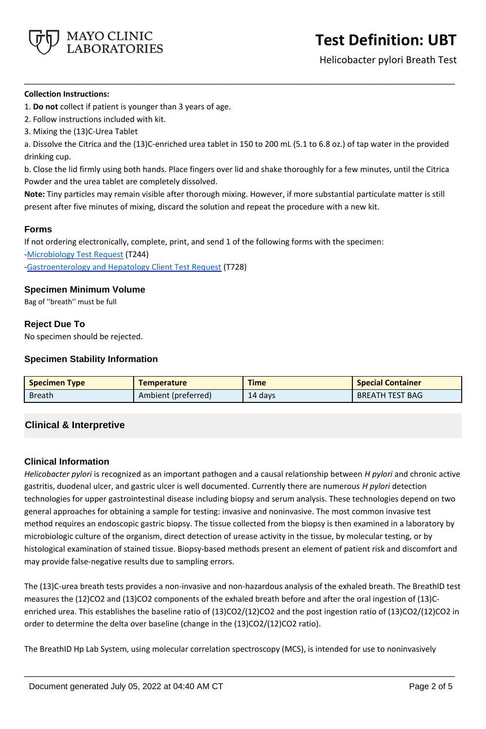**Collection Instructions:**

1. **Do not** collect if patient is younger than 3 years of age.
2. Follow instructions included with kit.
3. Mixing the (13)C-Urea Tablet

a. Dissolve the Citrica and the (13)C-enriched urea tablet in 150 to 200 mL (5.1 to 6.8 oz.) of tap water in the provided drinking cup.

b. Close the lid firmly using both hands. Place fingers over lid and shake thoroughly for a few minutes, until the Citrica Powder and the urea tablet are completely dissolved.

**Note:** Tiny particles may remain visible after thorough mixing. However, if more substantial particulate matter is still present after five minutes of mixing, discard the solution and repeat the procedure with a new kit.

### Forms

If not ordering electronically, complete, print, and send 1 of the following forms with the specimen:

-Microbiology Test Request (T244)

-Gastroenterology and Hepatology Client Test Request (T728)

### Specimen Minimum Volume

Bag of "breath" must be full

### Reject Due To

No specimen should be rejected.

### Specimen Stability Information

| Specimen Type | Temperature | Time | Special Container |
|---|---|---|---|
| Breath | Ambient (preferred) | 14 days | BREATH TEST BAG |

## Clinical & Interpretive

### Clinical Information

*Helicobacter pylori* is recognized as an important pathogen and a causal relationship between *H pylori* and chronic active gastritis, duodenal ulcer, and gastric ulcer is well documented. Currently there are numerous *H pylori* detection technologies for upper gastrointestinal disease including biopsy and serum analysis. These technologies depend on two general approaches for obtaining a sample for testing: invasive and noninvasive. The most common invasive test method requires an endoscopic gastric biopsy. The tissue collected from the biopsy is then examined in a laboratory by microbiologic culture of the organism, direct detection of urease activity in the tissue, by molecular testing, or by histological examination of stained tissue. Biopsy-based methods present an element of patient risk and discomfort and may provide false-negative results due to sampling errors.

The (13)C-urea breath tests provides a non-invasive and non-hazardous analysis of the exhaled breath. The BreathID test measures the (12)CO2 and (13)CO2 components of the exhaled breath before and after the oral ingestion of (13)C-enriched urea. This establishes the baseline ratio of (13)CO2/(12)CO2 and the post ingestion ratio of (13)CO2/(12)CO2 in order to determine the delta over baseline (change in the (13)CO2/(12)CO2 ratio).

The BreathID Hp Lab System, using molecular correlation spectroscopy (MCS), is intended for use to noninvasively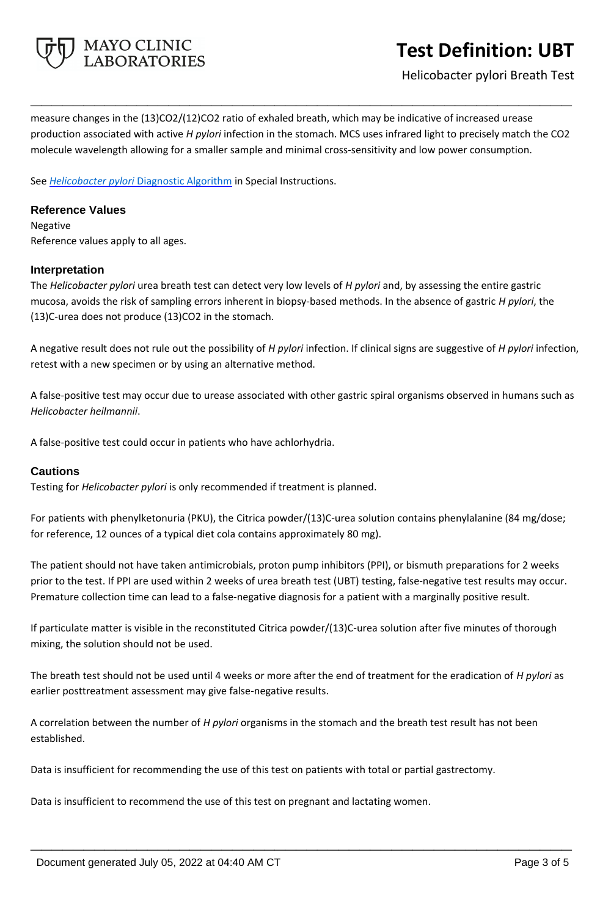measure changes in the (13)CO2/(12)CO2 ratio of exhaled breath, which may be indicative of increased urease production associated with active *H pylori* infection in the stomach. MCS uses infrared light to precisely match the CO2 molecule wavelength allowing for a smaller sample and minimal cross-sensitivity and low power consumption.

See *Helicobacter pylori* Diagnostic Algorithm in Special Instructions.

## Reference Values

Negative

Reference values apply to all ages.

## Interpretation

The *Helicobacter pylori* urea breath test can detect very low levels of *H pylori* and, by assessing the entire gastric mucosa, avoids the risk of sampling errors inherent in biopsy-based methods. In the absence of gastric *H pylori*, the (13)C-urea does not produce (13)CO2 in the stomach.

A negative result does not rule out the possibility of *H pylori* infection. If clinical signs are suggestive of *H pylori* infection, retest with a new specimen or by using an alternative method.

A false-positive test may occur due to urease associated with other gastric spiral organisms observed in humans such as *Helicobacter heilmannii*.

A false-positive test could occur in patients who have achlorhydria.

## Cautions

Testing for *Helicobacter pylori* is only recommended if treatment is planned.

For patients with phenylketonuria (PKU), the Citrica powder/(13)C-urea solution contains phenylalanine (84 mg/dose; for reference, 12 ounces of a typical diet cola contains approximately 80 mg).

The patient should not have taken antimicrobials, proton pump inhibitors (PPI), or bismuth preparations for 2 weeks prior to the test. If PPI are used within 2 weeks of urea breath test (UBT) testing, false-negative test results may occur. Premature collection time can lead to a false-negative diagnosis for a patient with a marginally positive result.

If particulate matter is visible in the reconstituted Citrica powder/(13)C-urea solution after five minutes of thorough mixing, the solution should not be used.

The breath test should not be used until 4 weeks or more after the end of treatment for the eradication of *H pylori* as earlier posttreatment assessment may give false-negative results.

A correlation between the number of *H pylori* organisms in the stomach and the breath test result has not been established.

Data is insufficient for recommending the use of this test on patients with total or partial gastrectomy.

Data is insufficient to recommend the use of this test on pregnant and lactating women.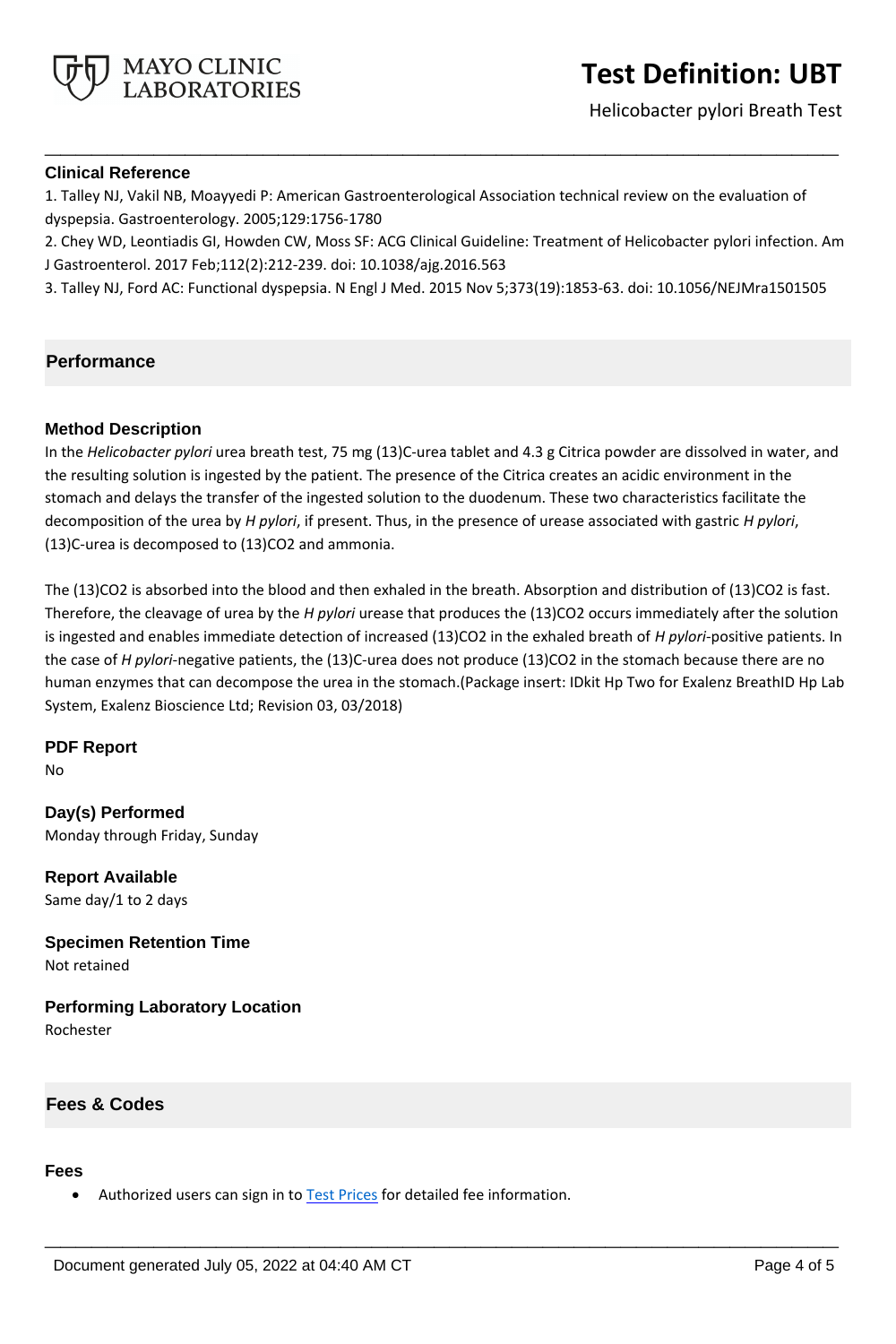### Clinical Reference

1. Talley NJ, Vakil NB, Moayyedi P: American Gastroenterological Association technical review on the evaluation of dyspepsia. Gastroenterology. 2005;129:1756-1780
2. Chey WD, Leontiadis GI, Howden CW, Moss SF: ACG Clinical Guideline: Treatment of Helicobacter pylori infection. Am J Gastroenterol. 2017 Feb;112(2):212-239. doi: 10.1038/ajg.2016.563
3. Talley NJ, Ford AC: Functional dyspepsia. N Engl J Med. 2015 Nov 5;373(19):1853-63. doi: 10.1056/NEJMra1501505

## Performance

### Method Description

In the *Helicobacter pylori* urea breath test, 75 mg (13)C-urea tablet and 4.3 g Citrica powder are dissolved in water, and the resulting solution is ingested by the patient. The presence of the Citrica creates an acidic environment in the stomach and delays the transfer of the ingested solution to the duodenum. These two characteristics facilitate the decomposition of the urea by *H pylori*, if present. Thus, in the presence of urease associated with gastric *H pylori*, (13)C-urea is decomposed to (13)CO2 and ammonia.

The (13)CO2 is absorbed into the blood and then exhaled in the breath. Absorption and distribution of (13)CO2 is fast. Therefore, the cleavage of urea by the *H pylori* urease that produces the (13)CO2 occurs immediately after the solution is ingested and enables immediate detection of increased (13)CO2 in the exhaled breath of *H pylori*-positive patients. In the case of *H pylori*-negative patients, the (13)C-urea does not produce (13)CO2 in the stomach because there are no human enzymes that can decompose the urea in the stomach.(Package insert: IDkit Hp Two for Exalenz BreathID Hp Lab System, Exalenz Bioscience Ltd; Revision 03, 03/2018)

### PDF Report

No

### Day(s) Performed

Monday through Friday, Sunday

### Report Available

Same day/1 to 2 days

### Specimen Retention Time

Not retained

### Performing Laboratory Location

Rochester

## Fees & Codes

### Fees

- Authorized users can sign in to Test Prices for detailed fee information.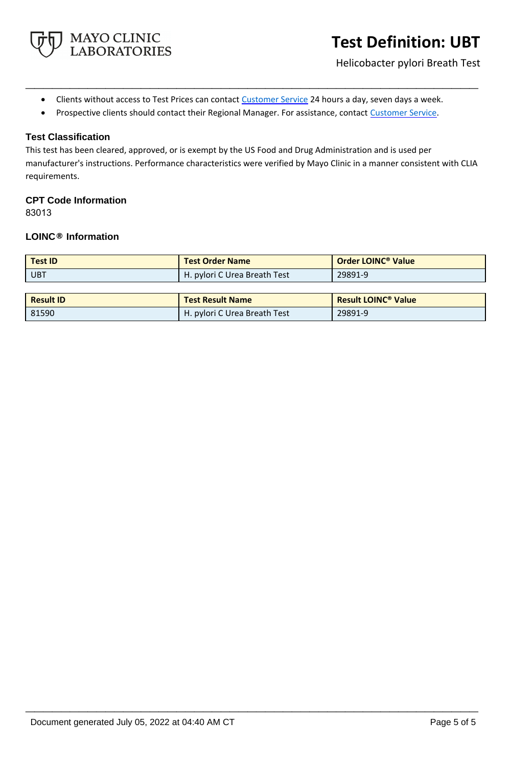- Clients without access to Test Prices can contact Customer Service 24 hours a day, seven days a week.
- Prospective clients should contact their Regional Manager. For assistance, contact Customer Service.

### Test Classification

This test has been cleared, approved, or is exempt by the US Food and Drug Administration and is used per manufacturer's instructions. Performance characteristics were verified by Mayo Clinic in a manner consistent with CLIA requirements.

### CPT Code Information

83013

### LOINC® Information

| Test ID | Test Order Name | Order LOINC® Value |
|---|---|---|
| UBT | H. pylori C Urea Breath Test | 29891-9 |

| Result ID | Test Result Name | Result LOINC® Value |
|---|---|---|
| 81590 | H. pylori C Urea Breath Test | 29891-9 |